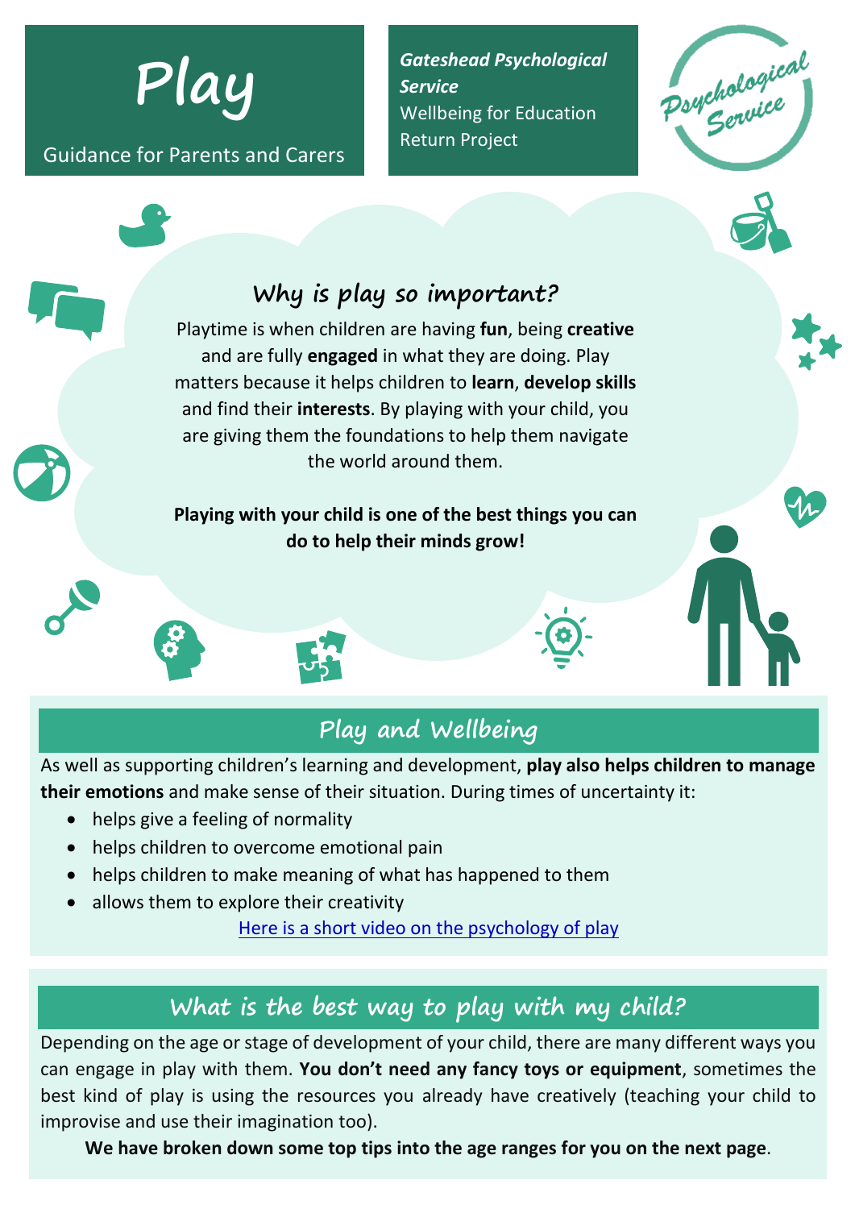# Play

Guidance for Parents and Carers

***Gateshead Psychological Service***
Wellbeing for Education Return Project

Psychological Service

## Why is play so important?

Playtime is when children are having **fun**, being **creative** and are fully **engaged** in what they are doing. Play matters because it helps children to **learn**, **develop skills** and find their **interests**. By playing with your child, you are giving them the foundations to help them navigate the world around them.

**Playing with your child is one of the best things you can do to help their minds grow!**

## Play and Wellbeing

As well as supporting children's learning and development, **play also helps children to manage their emotions** and make sense of their situation. During times of uncertainty it:

- helps give a feeling of normality
- helps children to overcome emotional pain
- helps children to make meaning of what has happened to them
- allows them to explore their creativity

Here is a short video on the psychology of play

## What is the best way to play with my child?

Depending on the age or stage of development of your child, there are many different ways you can engage in play with them. **You don't need any fancy toys or equipment**, sometimes the best kind of play is using the resources you already have creatively (teaching your child to improvise and use their imagination too).

**We have broken down some top tips into the age ranges for you on the next page**.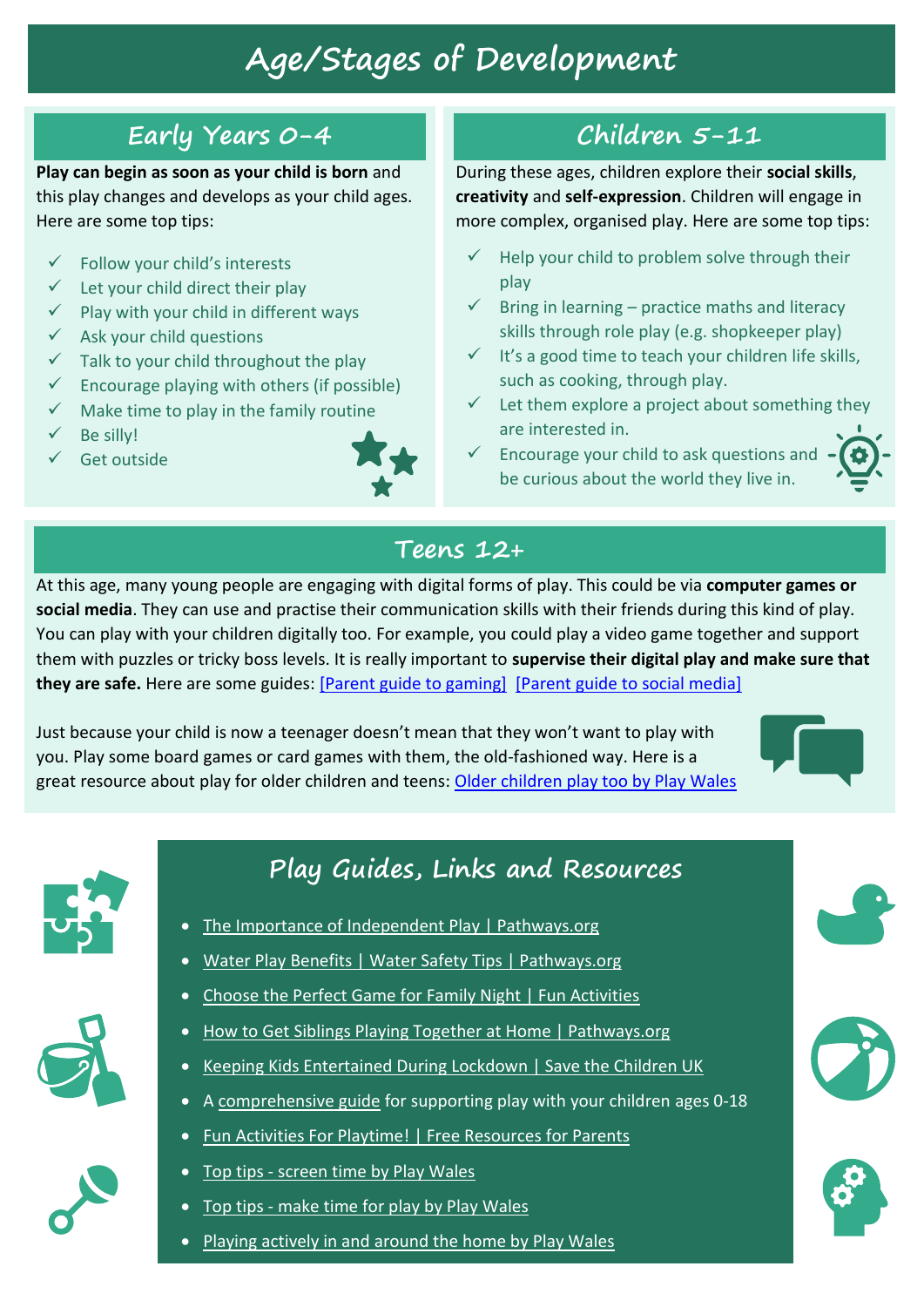# Age/Stages of Development

## Early Years 0-4

**Play can begin as soon as your child is born** and this play changes and develops as your child ages. Here are some top tips:

- ✓ Follow your child's interests
- ✓ Let your child direct their play
- ✓ Play with your child in different ways
- ✓ Ask your child questions
- ✓ Talk to your child throughout the play
- ✓ Encourage playing with others (if possible)
- ✓ Make time to play in the family routine
- ✓ Be silly!
- ✓ Get outside

## Children 5-11

During these ages, children explore their **social skills**, **creativity** and **self-expression**. Children will engage in more complex, organised play. Here are some top tips:

- ✓ Help your child to problem solve through their play
- ✓ Bring in learning – practice maths and literacy skills through role play (e.g. shopkeeper play)
- ✓ It's a good time to teach your children life skills, such as cooking, through play.
- ✓ Let them explore a project about something they are interested in.
- ✓ Encourage your child to ask questions and be curious about the world they live in.

## Teens 12+

At this age, many young people are engaging with digital forms of play. This could be via **computer games or social media**. They can use and practise their communication skills with their friends during this kind of play. You can play with your children digitally too. For example, you could play a video game together and support them with puzzles or tricky boss levels. It is really important to **supervise their digital play and make sure that they are safe.** Here are some guides: [Parent guide to gaming] [Parent guide to social media]

Just because your child is now a teenager doesn't mean that they won't want to play with you. Play some board games or card games with them, the old-fashioned way. Here is a great resource about play for older children and teens: Older children play too by Play Wales

## Play Guides, Links and Resources

- The Importance of Independent Play | Pathways.org
- Water Play Benefits | Water Safety Tips | Pathways.org
- Choose the Perfect Game for Family Night | Fun Activities
- How to Get Siblings Playing Together at Home | Pathways.org
- Keeping Kids Entertained During Lockdown | Save the Children UK
- A comprehensive guide for supporting play with your children ages 0-18
- Fun Activities For Playtime! | Free Resources for Parents
- Top tips - screen time by Play Wales
- Top tips - make time for play by Play Wales
- Playing actively in and around the home by Play Wales